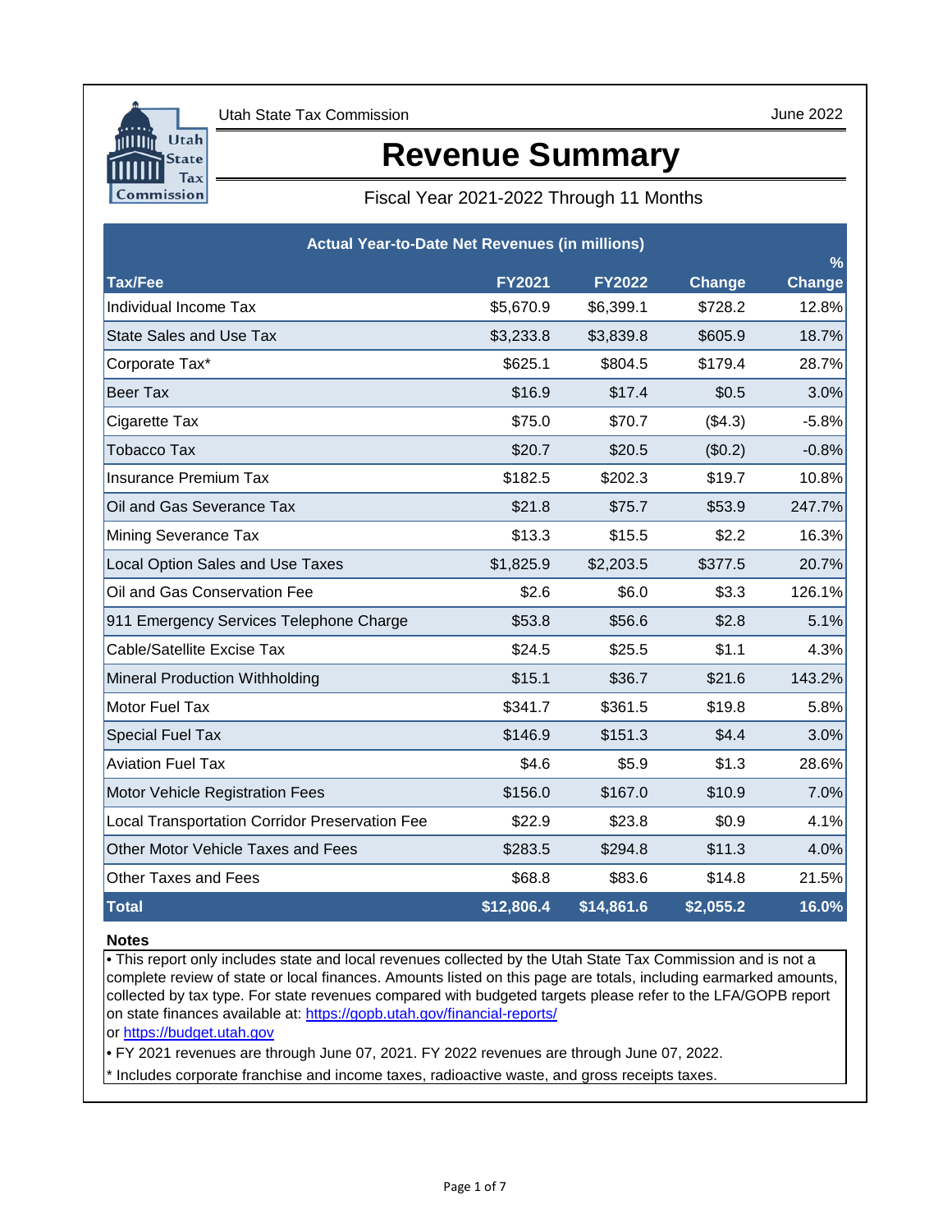Utah State Tax Commission

June 2022

# Revenue Summary

Fiscal Year 2021-2022 Through 11 Months

| Actual Year-to-Date Net Revenues (in millions) | | | | |
|---|---|---|---|---|
| **Tax/Fee** | **FY2021** | **FY2022** | **Change** | **% Change** |
| Individual Income Tax | $5,670.9 | $6,399.1 | $728.2 | 12.8% |
| State Sales and Use Tax | $3,233.8 | $3,839.8 | $605.9 | 18.7% |
| Corporate Tax* | $625.1 | $804.5 | $179.4 | 28.7% |
| Beer Tax | $16.9 | $17.4 | $0.5 | 3.0% |
| Cigarette Tax | $75.0 | $70.7 | ($4.3) | -5.8% |
| Tobacco Tax | $20.7 | $20.5 | ($0.2) | -0.8% |
| Insurance Premium Tax | $182.5 | $202.3 | $19.7 | 10.8% |
| Oil and Gas Severance Tax | $21.8 | $75.7 | $53.9 | 247.7% |
| Mining Severance Tax | $13.3 | $15.5 | $2.2 | 16.3% |
| Local Option Sales and Use Taxes | $1,825.9 | $2,203.5 | $377.5 | 20.7% |
| Oil and Gas Conservation Fee | $2.6 | $6.0 | $3.3 | 126.1% |
| 911 Emergency Services Telephone Charge | $53.8 | $56.6 | $2.8 | 5.1% |
| Cable/Satellite Excise Tax | $24.5 | $25.5 | $1.1 | 4.3% |
| Mineral Production Withholding | $15.1 | $36.7 | $21.6 | 143.2% |
| Motor Fuel Tax | $341.7 | $361.5 | $19.8 | 5.8% |
| Special Fuel Tax | $146.9 | $151.3 | $4.4 | 3.0% |
| Aviation Fuel Tax | $4.6 | $5.9 | $1.3 | 28.6% |
| Motor Vehicle Registration Fees | $156.0 | $167.0 | $10.9 | 7.0% |
| Local Transportation Corridor Preservation Fee | $22.9 | $23.8 | $0.9 | 4.1% |
| Other Motor Vehicle Taxes and Fees | $283.5 | $294.8 | $11.3 | 4.0% |
| Other Taxes and Fees | $68.8 | $83.6 | $14.8 | 21.5% |
| **Total** | **$12,806.4** | **$14,861.6** | **$2,055.2** | **16.0%** |

**Notes**

- This report only includes state and local revenues collected by the Utah State Tax Commission and is not a complete review of state or local finances. Amounts listed on this page are totals, including earmarked amounts, collected by tax type. For state revenues compared with budgeted targets please refer to the LFA/GOPB report on state finances available at: https://gopb.utah.gov/financial-reports/ or https://budget.utah.gov
- FY 2021 revenues are through June 07, 2021. FY 2022 revenues are through June 07, 2022.

* Includes corporate franchise and income taxes, radioactive waste, and gross receipts taxes.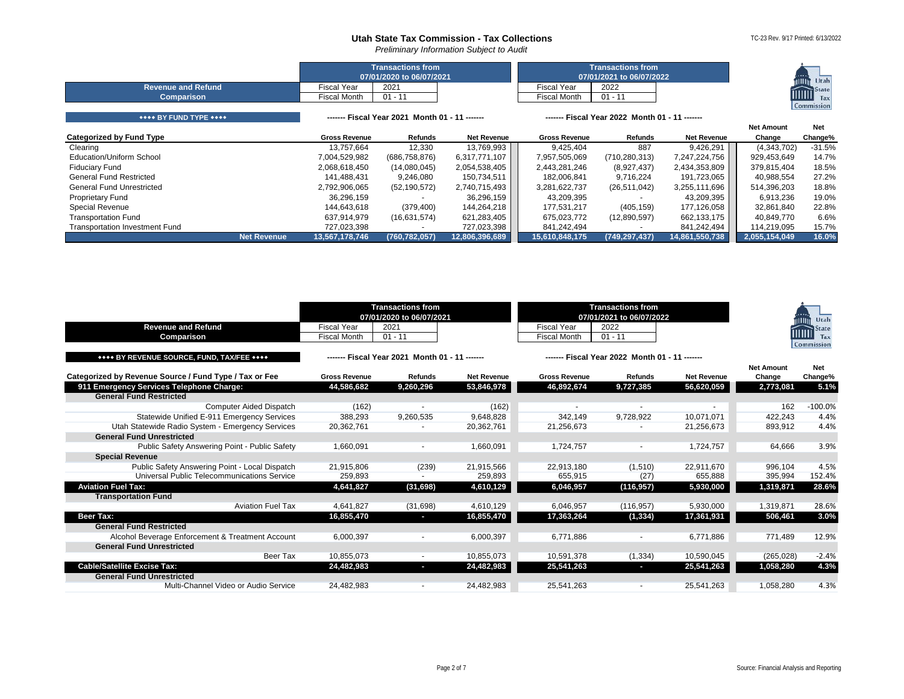# Utah State Tax Commission - Tax Collections

*Preliminary Information Subject to Audit*

TC-23 Rev. 9/17 Printed: 6/13/2022

| Revenue and Refund Comparison | Transactions from 07/01/2020 to 06/07/2021 | | Transactions from 07/01/2021 to 06/07/2022 | |
|---|---|---|---|---|
| | Fiscal Year | 2021 | Fiscal Year | 2022 |
| | Fiscal Month | 01 - 11 | Fiscal Month | 01 - 11 |

**♦♦♦♦ BY FUND TYPE ♦♦♦♦**

| Categorized by Fund Type | Gross Revenue (FY 2021 Month 01 - 11) | Refunds (FY 2021 Month 01 - 11) | Net Revenue (FY 2021 Month 01 - 11) | Gross Revenue (FY 2022 Month 01 - 11) | Refunds (FY 2022 Month 01 - 11) | Net Revenue (FY 2022 Month 01 - 11) | Net Amount Change | Net Change% |
|---|---|---|---|---|---|---|---|---|
| Clearing | 13,757,664 | 12,330 | 13,769,993 | 9,425,404 | 887 | 9,426,291 | (4,343,702) | -31.5% |
| Education/Uniform School | 7,004,529,982 | (686,758,876) | 6,317,771,107 | 7,957,505,069 | (710,280,313) | 7,247,224,756 | 929,453,649 | 14.7% |
| Fiduciary Fund | 2,068,618,450 | (14,080,045) | 2,054,538,405 | 2,443,281,246 | (8,927,437) | 2,434,353,809 | 379,815,404 | 18.5% |
| General Fund Restricted | 141,488,431 | 9,246,080 | 150,734,511 | 182,006,841 | 9,716,224 | 191,723,065 | 40,988,554 | 27.2% |
| General Fund Unrestricted | 2,792,906,065 | (52,190,572) | 2,740,715,493 | 3,281,622,737 | (26,511,042) | 3,255,111,696 | 514,396,203 | 18.8% |
| Proprietary Fund | 36,296,159 | - | 36,296,159 | 43,209,395 | - | 43,209,395 | 6,913,236 | 19.0% |
| Special Revenue | 144,643,618 | (379,400) | 144,264,218 | 177,531,217 | (405,159) | 177,126,058 | 32,861,840 | 22.8% |
| Transportation Fund | 637,914,979 | (16,631,574) | 621,283,405 | 675,023,772 | (12,890,597) | 662,133,175 | 40,849,770 | 6.6% |
| Transportation Investment Fund | 727,023,398 | - | 727,023,398 | 841,242,494 | - | 841,242,494 | 114,219,095 | 15.7% |
| **Net Revenue** | **13,567,178,746** | **(760,782,057)** | **12,806,396,689** | **15,610,848,175** | **(749,297,437)** | **14,861,550,738** | **2,055,154,049** | **16.0%** |

| Revenue and Refund Comparison | Transactions from 07/01/2020 to 06/07/2021 | | Transactions from 07/01/2021 to 06/07/2022 | |
|---|---|---|---|---|
| | Fiscal Year | 2021 | Fiscal Year | 2022 |
| | Fiscal Month | 01 - 11 | Fiscal Month | 01 - 11 |

**♦♦♦♦ BY REVENUE SOURCE, FUND, TAX/FEE ♦♦♦♦**

| Categorized by Revenue Source / Fund Type / Tax or Fee | Gross Revenue (FY 2021 Month 01 - 11) | Refunds (FY 2021 Month 01 - 11) | Net Revenue (FY 2021 Month 01 - 11) | Gross Revenue (FY 2022 Month 01 - 11) | Refunds (FY 2022 Month 01 - 11) | Net Revenue (FY 2022 Month 01 - 11) | Net Amount Change | Net Change% |
|---|---|---|---|---|---|---|---|---|
| **911 Emergency Services Telephone Charge:** | **44,586,682** | **9,260,296** | **53,846,978** | **46,892,674** | **9,727,385** | **56,620,059** | **2,773,081** | **5.1%** |
| **General Fund Restricted** | | | | | | | | |
| Computer Aided Dispatch | (162) | - | (162) | - | - | - | 162 | -100.0% |
| Statewide Unified E-911 Emergency Services | 388,293 | 9,260,535 | 9,648,828 | 342,149 | 9,728,922 | 10,071,071 | 422,243 | 4.4% |
| Utah Statewide Radio System - Emergency Services | 20,362,761 | - | 20,362,761 | 21,256,673 | - | 21,256,673 | 893,912 | 4.4% |
| **General Fund Unrestricted** | | | | | | | | |
| Public Safety Answering Point - Public Safety | 1,660,091 | - | 1,660,091 | 1,724,757 | - | 1,724,757 | 64,666 | 3.9% |
| **Special Revenue** | | | | | | | | |
| Public Safety Answering Point - Local Dispatch | 21,915,806 | (239) | 21,915,566 | 22,913,180 | (1,510) | 22,911,670 | 996,104 | 4.5% |
| Universal Public Telecommunications Service | 259,893 | - | 259,893 | 655,915 | (27) | 655,888 | 395,994 | 152.4% |
| **Aviation Fuel Tax:** | **4,641,827** | **(31,698)** | **4,610,129** | **6,046,957** | **(116,957)** | **5,930,000** | **1,319,871** | **28.6%** |
| **Transportation Fund** | | | | | | | | |
| Aviation Fuel Tax | 4,641,827 | (31,698) | 4,610,129 | 6,046,957 | (116,957) | 5,930,000 | 1,319,871 | 28.6% |
| **Beer Tax:** | **16,855,470** | **-** | **16,855,470** | **17,363,264** | **(1,334)** | **17,361,931** | **506,461** | **3.0%** |
| **General Fund Restricted** | | | | | | | | |
| Alcohol Beverage Enforcement & Treatment Account | 6,000,397 | - | 6,000,397 | 6,771,886 | - | 6,771,886 | 771,489 | 12.9% |
| **General Fund Unrestricted** | | | | | | | | |
| Beer Tax | 10,855,073 | - | 10,855,073 | 10,591,378 | (1,334) | 10,590,045 | (265,028) | -2.4% |
| **Cable/Satellite Excise Tax:** | **24,482,983** | **-** | **24,482,983** | **25,541,263** | **-** | **25,541,263** | **1,058,280** | **4.3%** |
| **General Fund Unrestricted** | | | | | | | | |
| Multi-Channel Video or Audio Service | 24,482,983 | - | 24,482,983 | 25,541,263 | - | 25,541,263 | 1,058,280 | 4.3% |

Source: Financial Analysis and Reporting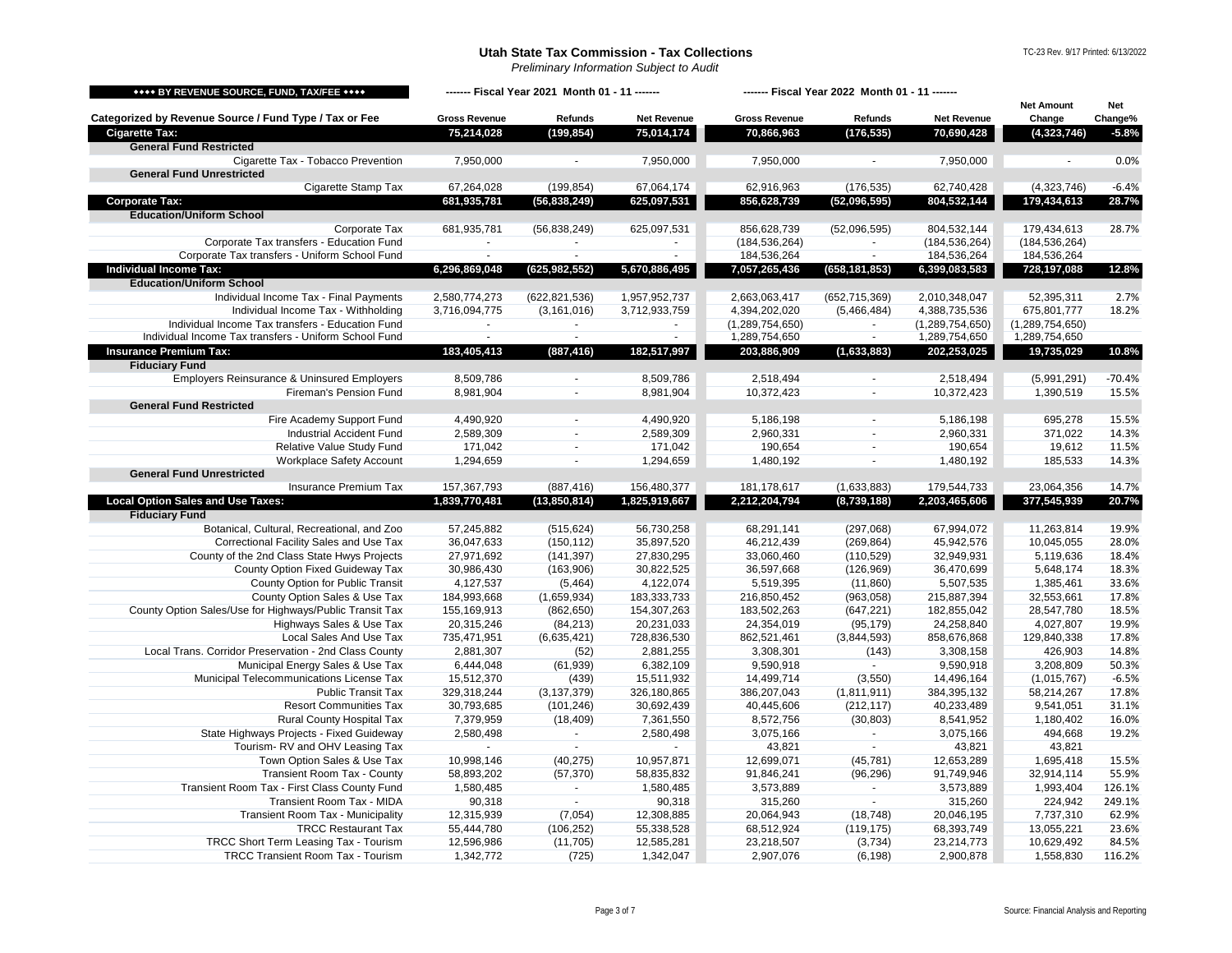# Utah State Tax Commission - Tax Collections

*Preliminary Information Subject to Audit*

TC-23 Rev. 9/17 Printed: 6/13/2022

| ◆◆◆◆ BY REVENUE SOURCE, FUND, TAX/FEE ◆◆◆◆ | ------- Fiscal Year 2021 Month 01 - 11 ------- | | | ------- Fiscal Year 2022 Month 01 - 11 ------- | | | | |
|---|---|---|---|---|---|---|---|---|
| Categorized by Revenue Source / Fund Type / Tax or Fee | Gross Revenue | Refunds | Net Revenue | Gross Revenue | Refunds | Net Revenue | Net Amount Change | Net Change% |
| **Cigarette Tax:** | **75,214,028** | **(199,854)** | **75,014,174** | **70,866,963** | **(176,535)** | **70,690,428** | **(4,323,746)** | **-5.8%** |
| **General Fund Restricted** | | | | | | | | |
| Cigarette Tax - Tobacco Prevention | 7,950,000 | - | 7,950,000 | 7,950,000 | - | 7,950,000 | - | 0.0% |
| **General Fund Unrestricted** | | | | | | | | |
| Cigarette Stamp Tax | 67,264,028 | (199,854) | 67,064,174 | 62,916,963 | (176,535) | 62,740,428 | (4,323,746) | -6.4% |
| **Corporate Tax:** | **681,935,781** | **(56,838,249)** | **625,097,531** | **856,628,739** | **(52,096,595)** | **804,532,144** | **179,434,613** | **28.7%** |
| **Education/Uniform School** | | | | | | | | |
| Corporate Tax | 681,935,781 | (56,838,249) | 625,097,531 | 856,628,739 | (52,096,595) | 804,532,144 | 179,434,613 | 28.7% |
| Corporate Tax transfers - Education Fund | - | - | - | (184,536,264) | - | (184,536,264) | (184,536,264) | |
| Corporate Tax transfers - Uniform School Fund | - | - | - | 184,536,264 | - | 184,536,264 | 184,536,264 | |
| **Individual Income Tax:** | **6,296,869,048** | **(625,982,552)** | **5,670,886,495** | **7,057,265,436** | **(658,181,853)** | **6,399,083,583** | **728,197,088** | **12.8%** |
| **Education/Uniform School** | | | | | | | | |
| Individual Income Tax - Final Payments | 2,580,774,273 | (622,821,536) | 1,957,952,737 | 2,663,063,417 | (652,715,369) | 2,010,348,047 | 52,395,311 | 2.7% |
| Individual Income Tax - Withholding | 3,716,094,775 | (3,161,016) | 3,712,933,759 | 4,394,202,020 | (5,466,484) | 4,388,735,536 | 675,801,777 | 18.2% |
| Individual Income Tax transfers - Education Fund | - | - | - | (1,289,754,650) | - | (1,289,754,650) | (1,289,754,650) | |
| Individual Income Tax transfers - Uniform School Fund | - | - | - | 1,289,754,650 | - | 1,289,754,650 | 1,289,754,650 | |
| **Insurance Premium Tax:** | **183,405,413** | **(887,416)** | **182,517,997** | **203,886,909** | **(1,633,883)** | **202,253,025** | **19,735,029** | **10.8%** |
| **Fiduciary Fund** | | | | | | | | |
| Employers Reinsurance & Uninsured Employers | 8,509,786 | - | 8,509,786 | 2,518,494 | - | 2,518,494 | (5,991,291) | -70.4% |
| Fireman's Pension Fund | 8,981,904 | - | 8,981,904 | 10,372,423 | - | 10,372,423 | 1,390,519 | 15.5% |
| **General Fund Restricted** | | | | | | | | |
| Fire Academy Support Fund | 4,490,920 | - | 4,490,920 | 5,186,198 | - | 5,186,198 | 695,278 | 15.5% |
| Industrial Accident Fund | 2,589,309 | - | 2,589,309 | 2,960,331 | - | 2,960,331 | 371,022 | 14.3% |
| Relative Value Study Fund | 171,042 | - | 171,042 | 190,654 | - | 190,654 | 19,612 | 11.5% |
| Workplace Safety Account | 1,294,659 | - | 1,294,659 | 1,480,192 | - | 1,480,192 | 185,533 | 14.3% |
| **General Fund Unrestricted** | | | | | | | | |
| Insurance Premium Tax | 157,367,793 | (887,416) | 156,480,377 | 181,178,617 | (1,633,883) | 179,544,733 | 23,064,356 | 14.7% |
| **Local Option Sales and Use Taxes:** | **1,839,770,481** | **(13,850,814)** | **1,825,919,667** | **2,212,204,794** | **(8,739,188)** | **2,203,465,606** | **377,545,939** | **20.7%** |
| **Fiduciary Fund** | | | | | | | | |
| Botanical, Cultural, Recreational, and Zoo | 57,245,882 | (515,624) | 56,730,258 | 68,291,141 | (297,068) | 67,994,072 | 11,263,814 | 19.9% |
| Correctional Facility Sales and Use Tax | 36,047,633 | (150,112) | 35,897,520 | 46,212,439 | (269,864) | 45,942,576 | 10,045,055 | 28.0% |
| County of the 2nd Class State Hwys Projects | 27,971,692 | (141,397) | 27,830,295 | 33,060,460 | (110,529) | 32,949,931 | 5,119,636 | 18.4% |
| County Option Fixed Guideway Tax | 30,986,430 | (163,906) | 30,822,525 | 36,597,668 | (126,969) | 36,470,699 | 5,648,174 | 18.3% |
| County Option for Public Transit | 4,127,537 | (5,464) | 4,122,074 | 5,519,395 | (11,860) | 5,507,535 | 1,385,461 | 33.6% |
| County Option Sales & Use Tax | 184,993,668 | (1,659,934) | 183,333,733 | 216,850,452 | (963,058) | 215,887,394 | 32,553,661 | 17.8% |
| County Option Sales/Use for Highways/Public Transit Tax | 155,169,913 | (862,650) | 154,307,263 | 183,502,263 | (647,221) | 182,855,042 | 28,547,780 | 18.5% |
| Highways Sales & Use Tax | 20,315,246 | (84,213) | 20,231,033 | 24,354,019 | (95,179) | 24,258,840 | 4,027,807 | 19.9% |
| Local Sales And Use Tax | 735,471,951 | (6,635,421) | 728,836,530 | 862,521,461 | (3,844,593) | 858,676,868 | 129,840,338 | 17.8% |
| Local Trans. Corridor Preservation - 2nd Class County | 2,881,307 | (52) | 2,881,255 | 3,308,301 | (143) | 3,308,158 | 426,903 | 14.8% |
| Municipal Energy Sales & Use Tax | 6,444,048 | (61,939) | 6,382,109 | 9,590,918 | - | 9,590,918 | 3,208,809 | 50.3% |
| Municipal Telecommunications License Tax | 15,512,370 | (439) | 15,511,932 | 14,499,714 | (3,550) | 14,496,164 | (1,015,767) | -6.5% |
| Public Transit Tax | 329,318,244 | (3,137,379) | 326,180,865 | 386,207,043 | (1,811,911) | 384,395,132 | 58,214,267 | 17.8% |
| Resort Communities Tax | 30,793,685 | (101,246) | 30,692,439 | 40,445,606 | (212,117) | 40,233,489 | 9,541,051 | 31.1% |
| Rural County Hospital Tax | 7,379,959 | (18,409) | 7,361,550 | 8,572,756 | (30,803) | 8,541,952 | 1,180,402 | 16.0% |
| State Highways Projects - Fixed Guideway | 2,580,498 | - | 2,580,498 | 3,075,166 | - | 3,075,166 | 494,668 | 19.2% |
| Tourism- RV and OHV Leasing Tax | - | - | - | 43,821 | - | 43,821 | 43,821 | |
| Town Option Sales & Use Tax | 10,998,146 | (40,275) | 10,957,871 | 12,699,071 | (45,781) | 12,653,289 | 1,695,418 | 15.5% |
| Transient Room Tax - County | 58,893,202 | (57,370) | 58,835,832 | 91,846,241 | (96,296) | 91,749,946 | 32,914,114 | 55.9% |
| Transient Room Tax - First Class County Fund | 1,580,485 | - | 1,580,485 | 3,573,889 | - | 3,573,889 | 1,993,404 | 126.1% |
| Transient Room Tax - MIDA | 90,318 | - | 90,318 | 315,260 | - | 315,260 | 224,942 | 249.1% |
| Transient Room Tax - Municipality | 12,315,939 | (7,054) | 12,308,885 | 20,064,943 | (18,748) | 20,046,195 | 7,737,310 | 62.9% |
| TRCC Restaurant Tax | 55,444,780 | (106,252) | 55,338,528 | 68,512,924 | (119,175) | 68,393,749 | 13,055,221 | 23.6% |
| TRCC Short Term Leasing Tax - Tourism | 12,596,986 | (11,705) | 12,585,281 | 23,218,507 | (3,734) | 23,214,773 | 10,629,492 | 84.5% |
| TRCC Transient Room Tax - Tourism | 1,342,772 | (725) | 1,342,047 | 2,907,076 | (6,198) | 2,900,878 | 1,558,830 | 116.2% |

Source: Financial Analysis and Reporting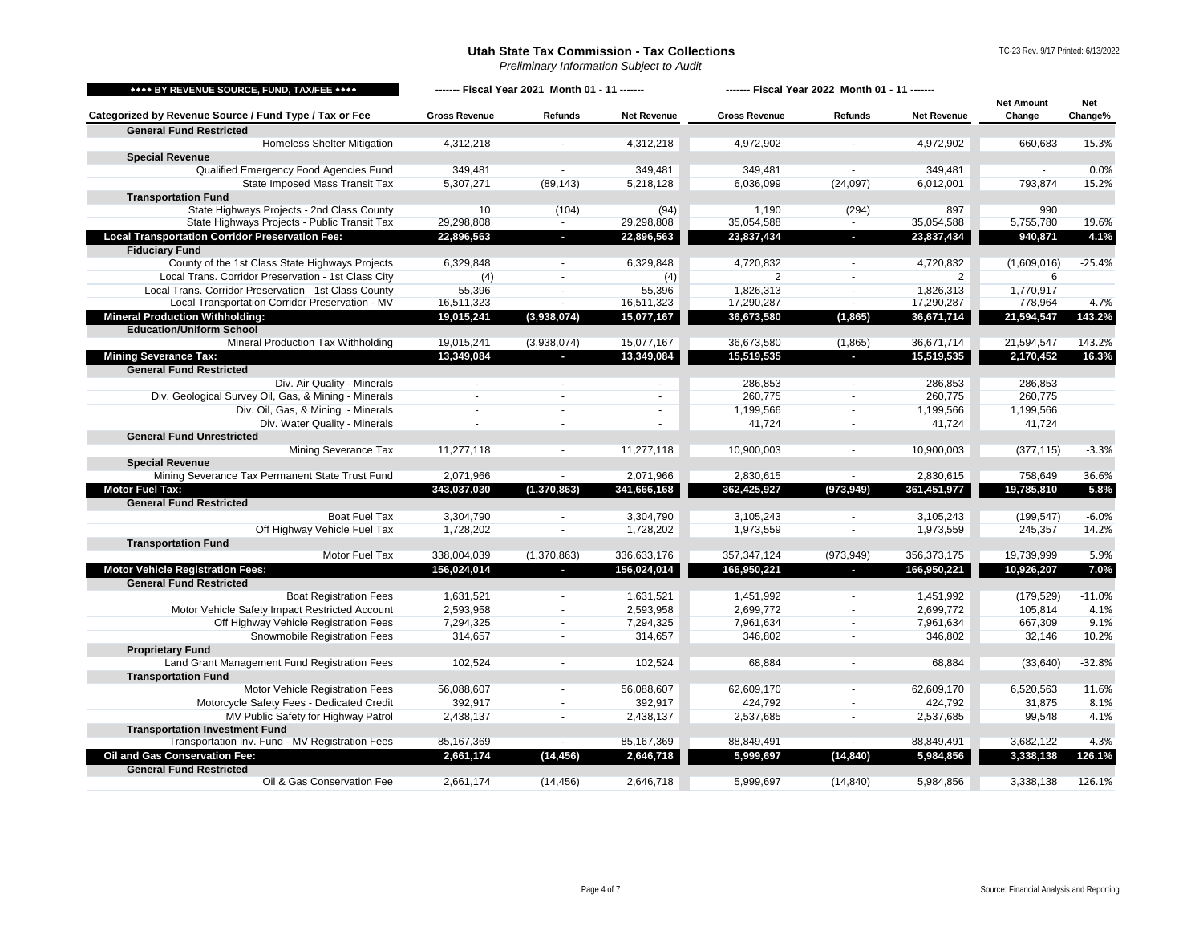# Utah State Tax Commission - Tax Collections

*Preliminary Information Subject to Audit*

TC-23 Rev. 9/17 Printed: 6/13/2022

| ◆◆◆◆ BY REVENUE SOURCE, FUND, TAX/FEE ◆◆◆◆ | ------- Fiscal Year 2021 Month 01 - 11 ------- | | | ------- Fiscal Year 2022 Month 01 - 11 ------- | | | | |
|---|---|---|---|---|---|---|---|---|
| Categorized by Revenue Source / Fund Type / Tax or Fee | Gross Revenue | Refunds | Net Revenue | Gross Revenue | Refunds | Net Revenue | Net Amount Change | Net Change% |
| **General Fund Restricted** | | | | | | | | |
| Homeless Shelter Mitigation | 4,312,218 | - | 4,312,218 | 4,972,902 | - | 4,972,902 | 660,683 | 15.3% |
| **Special Revenue** | | | | | | | | |
| Qualified Emergency Food Agencies Fund | 349,481 | - | 349,481 | 349,481 | - | 349,481 | - | 0.0% |
| State Imposed Mass Transit Tax | 5,307,271 | (89,143) | 5,218,128 | 6,036,099 | (24,097) | 6,012,001 | 793,874 | 15.2% |
| **Transportation Fund** | | | | | | | | |
| State Highways Projects - 2nd Class County | 10 | (104) | (94) | 1,190 | (294) | 897 | 990 | |
| State Highways Projects - Public Transit Tax | 29,298,808 | - | 29,298,808 | 35,054,588 | - | 35,054,588 | 5,755,780 | 19.6% |
| **Local Transportation Corridor Preservation Fee:** | **22,896,563** | **-** | **22,896,563** | **23,837,434** | **-** | **23,837,434** | **940,871** | **4.1%** |
| **Fiduciary Fund** | | | | | | | | |
| County of the 1st Class State Highways Projects | 6,329,848 | - | 6,329,848 | 4,720,832 | - | 4,720,832 | (1,609,016) | -25.4% |
| Local Trans. Corridor Preservation - 1st Class City | (4) | - | (4) | 2 | - | 2 | 6 | |
| Local Trans. Corridor Preservation - 1st Class County | 55,396 | - | 55,396 | 1,826,313 | - | 1,826,313 | 1,770,917 | |
| Local Transportation Corridor Preservation - MV | 16,511,323 | - | 16,511,323 | 17,290,287 | - | 17,290,287 | 778,964 | 4.7% |
| **Mineral Production Withholding:** | **19,015,241** | **(3,938,074)** | **15,077,167** | **36,673,580** | **(1,865)** | **36,671,714** | **21,594,547** | **143.2%** |
| **Education/Uniform School** | | | | | | | | |
| Mineral Production Tax Withholding | 19,015,241 | (3,938,074) | 15,077,167 | 36,673,580 | (1,865) | 36,671,714 | 21,594,547 | 143.2% |
| **Mining Severance Tax:** | **13,349,084** | **-** | **13,349,084** | **15,519,535** | **-** | **15,519,535** | **2,170,452** | **16.3%** |
| **General Fund Restricted** | | | | | | | | |
| Div. Air Quality - Minerals | - | - | - | 286,853 | - | 286,853 | 286,853 | |
| Div. Geological Survey Oil, Gas, & Mining - Minerals | - | - | - | 260,775 | - | 260,775 | 260,775 | |
| Div. Oil, Gas, & Mining - Minerals | - | - | - | 1,199,566 | - | 1,199,566 | 1,199,566 | |
| Div. Water Quality - Minerals | - | - | - | 41,724 | - | 41,724 | 41,724 | |
| **General Fund Unrestricted** | | | | | | | | |
| Mining Severance Tax | 11,277,118 | - | 11,277,118 | 10,900,003 | - | 10,900,003 | (377,115) | -3.3% |
| **Special Revenue** | | | | | | | | |
| Mining Severance Tax Permanent State Trust Fund | 2,071,966 | - | 2,071,966 | 2,830,615 | - | 2,830,615 | 758,649 | 36.6% |
| **Motor Fuel Tax:** | **343,037,030** | **(1,370,863)** | **341,666,168** | **362,425,927** | **(973,949)** | **361,451,977** | **19,785,810** | **5.8%** |
| **General Fund Restricted** | | | | | | | | |
| Boat Fuel Tax | 3,304,790 | - | 3,304,790 | 3,105,243 | - | 3,105,243 | (199,547) | -6.0% |
| Off Highway Vehicle Fuel Tax | 1,728,202 | - | 1,728,202 | 1,973,559 | - | 1,973,559 | 245,357 | 14.2% |
| **Transportation Fund** | | | | | | | | |
| Motor Fuel Tax | 338,004,039 | (1,370,863) | 336,633,176 | 357,347,124 | (973,949) | 356,373,175 | 19,739,999 | 5.9% |
| **Motor Vehicle Registration Fees:** | **156,024,014** | **-** | **156,024,014** | **166,950,221** | **-** | **166,950,221** | **10,926,207** | **7.0%** |
| **General Fund Restricted** | | | | | | | | |
| Boat Registration Fees | 1,631,521 | - | 1,631,521 | 1,451,992 | - | 1,451,992 | (179,529) | -11.0% |
| Motor Vehicle Safety Impact Restricted Account | 2,593,958 | - | 2,593,958 | 2,699,772 | - | 2,699,772 | 105,814 | 4.1% |
| Off Highway Vehicle Registration Fees | 7,294,325 | - | 7,294,325 | 7,961,634 | - | 7,961,634 | 667,309 | 9.1% |
| Snowmobile Registration Fees | 314,657 | - | 314,657 | 346,802 | - | 346,802 | 32,146 | 10.2% |
| **Proprietary Fund** | | | | | | | | |
| Land Grant Management Fund Registration Fees | 102,524 | - | 102,524 | 68,884 | - | 68,884 | (33,640) | -32.8% |
| **Transportation Fund** | | | | | | | | |
| Motor Vehicle Registration Fees | 56,088,607 | - | 56,088,607 | 62,609,170 | - | 62,609,170 | 6,520,563 | 11.6% |
| Motorcycle Safety Fees - Dedicated Credit | 392,917 | - | 392,917 | 424,792 | - | 424,792 | 31,875 | 8.1% |
| MV Public Safety for Highway Patrol | 2,438,137 | - | 2,438,137 | 2,537,685 | - | 2,537,685 | 99,548 | 4.1% |
| **Transportation Investment Fund** | | | | | | | | |
| Transportation Inv. Fund - MV Registration Fees | 85,167,369 | - | 85,167,369 | 88,849,491 | - | 88,849,491 | 3,682,122 | 4.3% |
| **Oil and Gas Conservation Fee:** | **2,661,174** | **(14,456)** | **2,646,718** | **5,999,697** | **(14,840)** | **5,984,856** | **3,338,138** | **126.1%** |
| **General Fund Restricted** | | | | | | | | |
| Oil & Gas Conservation Fee | 2,661,174 | (14,456) | 2,646,718 | 5,999,697 | (14,840) | 5,984,856 | 3,338,138 | 126.1% |

Source: Financial Analysis and Reporting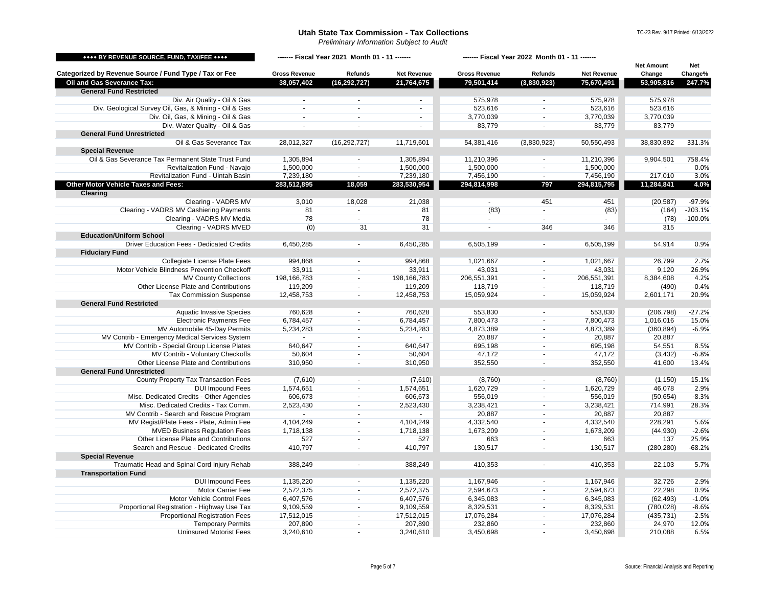# Utah State Tax Commission - Tax Collections

*Preliminary Information Subject to Audit*

TC-23 Rev. 9/17 Printed: 6/13/2022

| ♦♦♦♦ BY REVENUE SOURCE, FUND, TAX/FEE ♦♦♦♦ | ------- Fiscal Year 2021 Month 01 - 11 ------- | | | ------- Fiscal Year 2022 Month 01 - 11 ------- | | | | |
|---|---|---|---|---|---|---|---|---|
| Categorized by Revenue Source / Fund Type / Tax or Fee | Gross Revenue | Refunds | Net Revenue | Gross Revenue | Refunds | Net Revenue | Net Amount Change | Net Change% |
| **Oil and Gas Severance Tax:** | **38,057,402** | **(16,292,727)** | **21,764,675** | **79,501,414** | **(3,830,923)** | **75,670,491** | **53,905,816** | **247.7%** |
| **General Fund Restricted** | | | | | | | | |
| Div. Air Quality - Oil & Gas | - | - | - | 575,978 | - | 575,978 | 575,978 | |
| Div. Geological Survey Oil, Gas, & Mining - Oil & Gas | - | - | - | 523,616 | - | 523,616 | 523,616 | |
| Div. Oil, Gas, & Mining - Oil & Gas | - | - | - | 3,770,039 | - | 3,770,039 | 3,770,039 | |
| Div. Water Quality - Oil & Gas | - | - | - | 83,779 | - | 83,779 | 83,779 | |
| **General Fund Unrestricted** | | | | | | | | |
| Oil & Gas Severance Tax | 28,012,327 | (16,292,727) | 11,719,601 | 54,381,416 | (3,830,923) | 50,550,493 | 38,830,892 | 331.3% |
| **Special Revenue** | | | | | | | | |
| Oil & Gas Severance Tax Permanent State Trust Fund | 1,305,894 | - | 1,305,894 | 11,210,396 | - | 11,210,396 | 9,904,501 | 758.4% |
| Revitalization Fund - Navajo | 1,500,000 | - | 1,500,000 | 1,500,000 | - | 1,500,000 | - | 0.0% |
| Revitalization Fund - Uintah Basin | 7,239,180 | - | 7,239,180 | 7,456,190 | - | 7,456,190 | 217,010 | 3.0% |
| **Other Motor Vehicle Taxes and Fees:** | **283,512,895** | **18,059** | **283,530,954** | **294,814,998** | **797** | **294,815,795** | **11,284,841** | **4.0%** |
| **Clearing** | | | | | | | | |
| Clearing - VADRS MV | 3,010 | 18,028 | 21,038 | - | 451 | 451 | (20,587) | -97.9% |
| Clearing - VADRS MV Cashiering Payments | 81 | - | 81 | (83) | - | (83) | (164) | -203.1% |
| Clearing - VADRS MV Media | 78 | - | 78 | - | - | - | (78) | -100.0% |
| Clearing - VADRS MVED | (0) | 31 | 31 | - | 346 | 346 | 315 | |
| **Education/Uniform School** | | | | | | | | |
| Driver Education Fees - Dedicated Credits | 6,450,285 | - | 6,450,285 | 6,505,199 | - | 6,505,199 | 54,914 | 0.9% |
| **Fiduciary Fund** | | | | | | | | |
| Collegiate License Plate Fees | 994,868 | - | 994,868 | 1,021,667 | - | 1,021,667 | 26,799 | 2.7% |
| Motor Vehicle Blindness Prevention Checkoff | 33,911 | - | 33,911 | 43,031 | - | 43,031 | 9,120 | 26.9% |
| MV County Collections | 198,166,783 | - | 198,166,783 | 206,551,391 | - | 206,551,391 | 8,384,608 | 4.2% |
| Other License Plate and Contributions | 119,209 | - | 119,209 | 118,719 | - | 118,719 | (490) | -0.4% |
| Tax Commission Suspense | 12,458,753 | - | 12,458,753 | 15,059,924 | - | 15,059,924 | 2,601,171 | 20.9% |
| **General Fund Restricted** | | | | | | | | |
| Aquatic Invasive Species | 760,628 | - | 760,628 | 553,830 | - | 553,830 | (206,798) | -27.2% |
| Electronic Payments Fee | 6,784,457 | - | 6,784,457 | 7,800,473 | - | 7,800,473 | 1,016,016 | 15.0% |
| MV Automobile 45-Day Permits | 5,234,283 | - | 5,234,283 | 4,873,389 | - | 4,873,389 | (360,894) | -6.9% |
| MV Contrib - Emergency Medical Services System | - | - | - | 20,887 | - | 20,887 | 20,887 | |
| MV Contrib - Special Group License Plates | 640,647 | - | 640,647 | 695,198 | - | 695,198 | 54,551 | 8.5% |
| MV Contrib - Voluntary Checkoffs | 50,604 | - | 50,604 | 47,172 | - | 47,172 | (3,432) | -6.8% |
| Other License Plate and Contributions | 310,950 | - | 310,950 | 352,550 | - | 352,550 | 41,600 | 13.4% |
| **General Fund Unrestricted** | | | | | | | | |
| County Property Tax Transaction Fees | (7,610) | - | (7,610) | (8,760) | - | (8,760) | (1,150) | 15.1% |
| DUI Impound Fees | 1,574,651 | - | 1,574,651 | 1,620,729 | - | 1,620,729 | 46,078 | 2.9% |
| Misc. Dedicated Credits - Other Agencies | 606,673 | - | 606,673 | 556,019 | - | 556,019 | (50,654) | -8.3% |
| Misc. Dedicated Credits - Tax Comm. | 2,523,430 | - | 2,523,430 | 3,238,421 | - | 3,238,421 | 714,991 | 28.3% |
| MV Contrib - Search and Rescue Program | - | - | - | 20,887 | - | 20,887 | 20,887 | |
| MV Regist/Plate Fees - Plate, Admin Fee | 4,104,249 | - | 4,104,249 | 4,332,540 | - | 4,332,540 | 228,291 | 5.6% |
| MVED Business Regulation Fees | 1,718,138 | - | 1,718,138 | 1,673,209 | - | 1,673,209 | (44,930) | -2.6% |
| Other License Plate and Contributions | 527 | - | 527 | 663 | - | 663 | 137 | 25.9% |
| Search and Rescue - Dedicated Credits | 410,797 | - | 410,797 | 130,517 | - | 130,517 | (280,280) | -68.2% |
| **Special Revenue** | | | | | | | | |
| Traumatic Head and Spinal Cord Injury Rehab | 388,249 | - | 388,249 | 410,353 | - | 410,353 | 22,103 | 5.7% |
| **Transportation Fund** | | | | | | | | |
| DUI Impound Fees | 1,135,220 | - | 1,135,220 | 1,167,946 | - | 1,167,946 | 32,726 | 2.9% |
| Motor Carrier Fee | 2,572,375 | - | 2,572,375 | 2,594,673 | - | 2,594,673 | 22,298 | 0.9% |
| Motor Vehicle Control Fees | 6,407,576 | - | 6,407,576 | 6,345,083 | - | 6,345,083 | (62,493) | -1.0% |
| Proportional Registration - Highway Use Tax | 9,109,559 | - | 9,109,559 | 8,329,531 | - | 8,329,531 | (780,028) | -8.6% |
| Proportional Registration Fees | 17,512,015 | - | 17,512,015 | 17,076,284 | - | 17,076,284 | (435,731) | -2.5% |
| Temporary Permits | 207,890 | - | 207,890 | 232,860 | - | 232,860 | 24,970 | 12.0% |
| Uninsured Motorist Fees | 3,240,610 | - | 3,240,610 | 3,450,698 | - | 3,450,698 | 210,088 | 6.5% |

Source: Financial Analysis and Reporting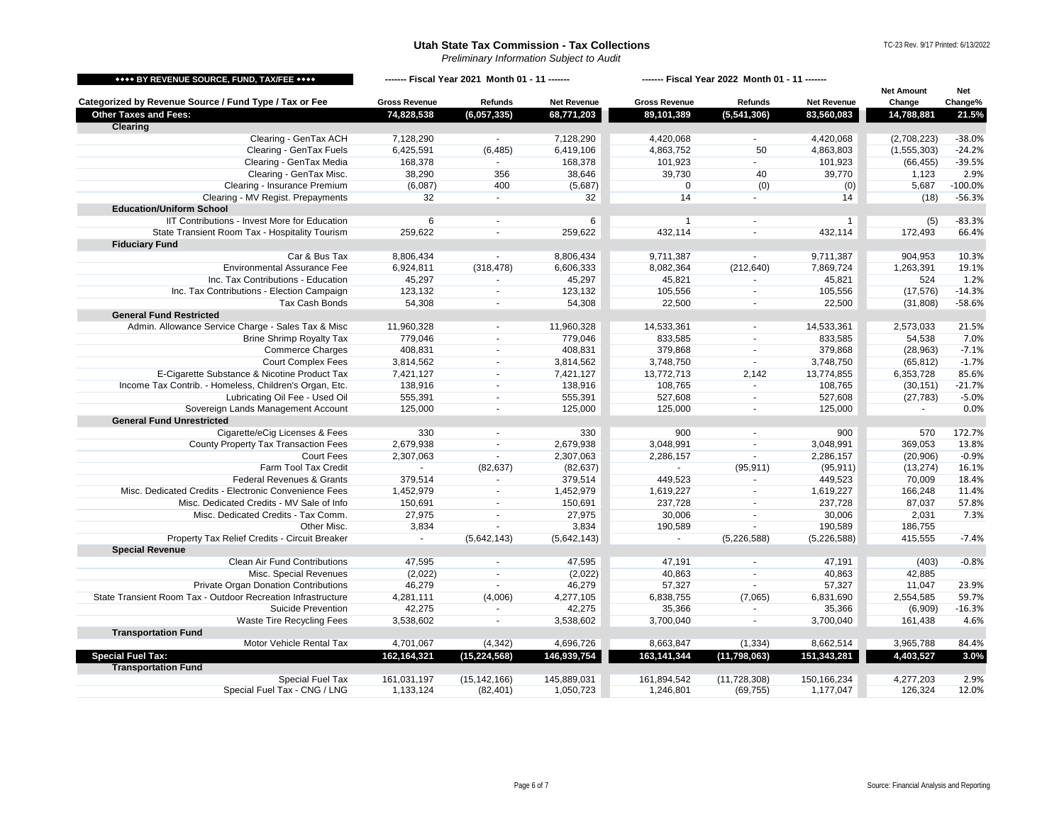# Utah State Tax Commission - Tax Collections

*Preliminary Information Subject to Audit*

TC-23 Rev. 9/17 Printed: 6/13/2022

| ◆◆◆◆ BY REVENUE SOURCE, FUND, TAX/FEE ◆◆◆◆ | ------- Fiscal Year 2021 Month 01 - 11 ------- | | | ------- Fiscal Year 2022 Month 01 - 11 ------- | | | | |
|---|---|---|---|---|---|---|---|---|
| Categorized by Revenue Source / Fund Type / Tax or Fee | Gross Revenue | Refunds | Net Revenue | Gross Revenue | Refunds | Net Revenue | Net Amount Change | Net Change% |
| **Other Taxes and Fees:** | **74,828,538** | **(6,057,335)** | **68,771,203** | **89,101,389** | **(5,541,306)** | **83,560,083** | **14,788,881** | **21.5%** |
| **Clearing** | | | | | | | | |
| Clearing - GenTax ACH | 7,128,290 | - | 7,128,290 | 4,420,068 | - | 4,420,068 | (2,708,223) | -38.0% |
| Clearing - GenTax Fuels | 6,425,591 | (6,485) | 6,419,106 | 4,863,752 | 50 | 4,863,803 | (1,555,303) | -24.2% |
| Clearing - GenTax Media | 168,378 | - | 168,378 | 101,923 | - | 101,923 | (66,455) | -39.5% |
| Clearing - GenTax Misc. | 38,290 | 356 | 38,646 | 39,730 | 40 | 39,770 | 1,123 | 2.9% |
| Clearing - Insurance Premium | (6,087) | 400 | (5,687) | 0 | (0) | (0) | 5,687 | -100.0% |
| Clearing - MV Regist. Prepayments | 32 | - | 32 | 14 | - | 14 | (18) | -56.3% |
| **Education/Uniform School** | | | | | | | | |
| IIT Contributions - Invest More for Education | 6 | - | 6 | 1 | - | 1 | (5) | -83.3% |
| State Transient Room Tax - Hospitality Tourism | 259,622 | - | 259,622 | 432,114 | - | 432,114 | 172,493 | 66.4% |
| **Fiduciary Fund** | | | | | | | | |
| Car & Bus Tax | 8,806,434 | - | 8,806,434 | 9,711,387 | - | 9,711,387 | 904,953 | 10.3% |
| Environmental Assurance Fee | 6,924,811 | (318,478) | 6,606,333 | 8,082,364 | (212,640) | 7,869,724 | 1,263,391 | 19.1% |
| Inc. Tax Contributions - Education | 45,297 | - | 45,297 | 45,821 | - | 45,821 | 524 | 1.2% |
| Inc. Tax Contributions - Election Campaign | 123,132 | - | 123,132 | 105,556 | - | 105,556 | (17,576) | -14.3% |
| Tax Cash Bonds | 54,308 | - | 54,308 | 22,500 | - | 22,500 | (31,808) | -58.6% |
| **General Fund Restricted** | | | | | | | | |
| Admin. Allowance Service Charge - Sales Tax & Misc | 11,960,328 | - | 11,960,328 | 14,533,361 | - | 14,533,361 | 2,573,033 | 21.5% |
| Brine Shrimp Royalty Tax | 779,046 | - | 779,046 | 833,585 | - | 833,585 | 54,538 | 7.0% |
| Commerce Charges | 408,831 | - | 408,831 | 379,868 | - | 379,868 | (28,963) | -7.1% |
| Court Complex Fees | 3,814,562 | - | 3,814,562 | 3,748,750 | - | 3,748,750 | (65,812) | -1.7% |
| E-Cigarette Substance & Nicotine Product Tax | 7,421,127 | - | 7,421,127 | 13,772,713 | 2,142 | 13,774,855 | 6,353,728 | 85.6% |
| Income Tax Contrib. - Homeless, Children's Organ, Etc. | 138,916 | - | 138,916 | 108,765 | - | 108,765 | (30,151) | -21.7% |
| Lubricating Oil Fee - Used Oil | 555,391 | - | 555,391 | 527,608 | - | 527,608 | (27,783) | -5.0% |
| Sovereign Lands Management Account | 125,000 | - | 125,000 | 125,000 | - | 125,000 | - | 0.0% |
| **General Fund Unrestricted** | | | | | | | | |
| Cigarette/eCig Licenses & Fees | 330 | - | 330 | 900 | - | 900 | 570 | 172.7% |
| County Property Tax Transaction Fees | 2,679,938 | - | 2,679,938 | 3,048,991 | - | 3,048,991 | 369,053 | 13.8% |
| Court Fees | 2,307,063 | - | 2,307,063 | 2,286,157 | - | 2,286,157 | (20,906) | -0.9% |
| Farm Tool Tax Credit | - | (82,637) | (82,637) | - | (95,911) | (95,911) | (13,274) | 16.1% |
| Federal Revenues & Grants | 379,514 | - | 379,514 | 449,523 | - | 449,523 | 70,009 | 18.4% |
| Misc. Dedicated Credits - Electronic Convenience Fees | 1,452,979 | - | 1,452,979 | 1,619,227 | - | 1,619,227 | 166,248 | 11.4% |
| Misc. Dedicated Credits - MV Sale of Info | 150,691 | - | 150,691 | 237,728 | - | 237,728 | 87,037 | 57.8% |
| Misc. Dedicated Credits - Tax Comm. | 27,975 | - | 27,975 | 30,006 | - | 30,006 | 2,031 | 7.3% |
| Other Misc. | 3,834 | - | 3,834 | 190,589 | - | 190,589 | 186,755 | |
| Property Tax Relief Credits - Circuit Breaker | - | (5,642,143) | (5,642,143) | - | (5,226,588) | (5,226,588) | 415,555 | -7.4% |
| **Special Revenue** | | | | | | | | |
| Clean Air Fund Contributions | 47,595 | - | 47,595 | 47,191 | - | 47,191 | (403) | -0.8% |
| Misc. Special Revenues | (2,022) | - | (2,022) | 40,863 | - | 40,863 | 42,885 | |
| Private Organ Donation Contributions | 46,279 | - | 46,279 | 57,327 | - | 57,327 | 11,047 | 23.9% |
| State Transient Room Tax - Outdoor Recreation Infrastructure | 4,281,111 | (4,006) | 4,277,105 | 6,838,755 | (7,065) | 6,831,690 | 2,554,585 | 59.7% |
| Suicide Prevention | 42,275 | - | 42,275 | 35,366 | - | 35,366 | (6,909) | -16.3% |
| Waste Tire Recycling Fees | 3,538,602 | - | 3,538,602 | 3,700,040 | - | 3,700,040 | 161,438 | 4.6% |
| **Transportation Fund** | | | | | | | | |
| Motor Vehicle Rental Tax | 4,701,067 | (4,342) | 4,696,726 | 8,663,847 | (1,334) | 8,662,514 | 3,965,788 | 84.4% |
| **Special Fuel Tax:** | **162,164,321** | **(15,224,568)** | **146,939,754** | **163,141,344** | **(11,798,063)** | **151,343,281** | **4,403,527** | **3.0%** |
| **Transportation Fund** | | | | | | | | |
| Special Fuel Tax | 161,031,197 | (15,142,166) | 145,889,031 | 161,894,542 | (11,728,308) | 150,166,234 | 4,277,203 | 2.9% |
| Special Fuel Tax - CNG / LNG | 1,133,124 | (82,401) | 1,050,723 | 1,246,801 | (69,755) | 1,177,047 | 126,324 | 12.0% |

Source: Financial Analysis and Reporting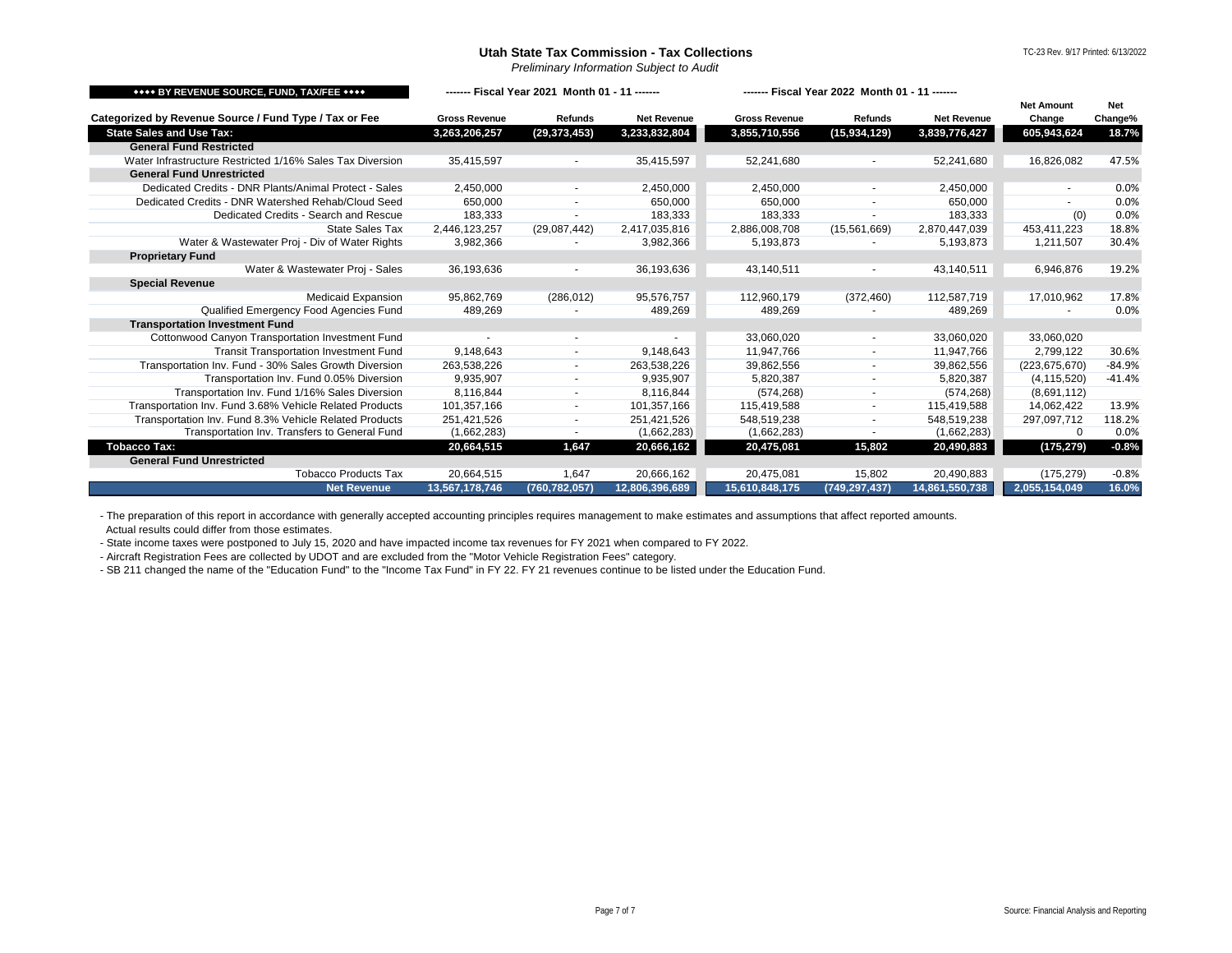**Utah State Tax Commission - Tax Collections**

*Preliminary Information Subject to Audit*

| ◆◆◆◆ BY REVENUE SOURCE, FUND, TAX/FEE ◆◆◆◆ | ------- Fiscal Year 2021 Month 01 - 11 ------- | | | ------- Fiscal Year 2022 Month 01 - 11 ------- | | | | |
|---|---|---|---|---|---|---|---|---|
| Categorized by Revenue Source / Fund Type / Tax or Fee | Gross Revenue | Refunds | Net Revenue | Gross Revenue | Refunds | Net Revenue | Net Amount Change | Net Change% |
| **State Sales and Use Tax:** | **3,263,206,257** | **(29,373,453)** | **3,233,832,804** | **3,855,710,556** | **(15,934,129)** | **3,839,776,427** | **605,943,624** | **18.7%** |
| **General Fund Restricted** | | | | | | | | |
| Water Infrastructure Restricted 1/16% Sales Tax Diversion | 35,415,597 | - | 35,415,597 | 52,241,680 | - | 52,241,680 | 16,826,082 | 47.5% |
| **General Fund Unrestricted** | | | | | | | | |
| Dedicated Credits - DNR Plants/Animal Protect - Sales | 2,450,000 | - | 2,450,000 | 2,450,000 | - | 2,450,000 | - | 0.0% |
| Dedicated Credits - DNR Watershed Rehab/Cloud Seed | 650,000 | - | 650,000 | 650,000 | - | 650,000 | - | 0.0% |
| Dedicated Credits - Search and Rescue | 183,333 | - | 183,333 | 183,333 | - | 183,333 | (0) | 0.0% |
| State Sales Tax | 2,446,123,257 | (29,087,442) | 2,417,035,816 | 2,886,008,708 | (15,561,669) | 2,870,447,039 | 453,411,223 | 18.8% |
| Water & Wastewater Proj - Div of Water Rights | 3,982,366 | - | 3,982,366 | 5,193,873 | - | 5,193,873 | 1,211,507 | 30.4% |
| **Proprietary Fund** | | | | | | | | |
| Water & Wastewater Proj - Sales | 36,193,636 | - | 36,193,636 | 43,140,511 | - | 43,140,511 | 6,946,876 | 19.2% |
| **Special Revenue** | | | | | | | | |
| Medicaid Expansion | 95,862,769 | (286,012) | 95,576,757 | 112,960,179 | (372,460) | 112,587,719 | 17,010,962 | 17.8% |
| Qualified Emergency Food Agencies Fund | 489,269 | - | 489,269 | 489,269 | - | 489,269 | - | 0.0% |
| **Transportation Investment Fund** | | | | | | | | |
| Cottonwood Canyon Transportation Investment Fund | - | - | - | 33,060,020 | - | 33,060,020 | 33,060,020 | |
| Transit Transportation Investment Fund | 9,148,643 | - | 9,148,643 | 11,947,766 | - | 11,947,766 | 2,799,122 | 30.6% |
| Transportation Inv. Fund - 30% Sales Growth Diversion | 263,538,226 | - | 263,538,226 | 39,862,556 | - | 39,862,556 | (223,675,670) | -84.9% |
| Transportation Inv. Fund 0.05% Diversion | 9,935,907 | - | 9,935,907 | 5,820,387 | - | 5,820,387 | (4,115,520) | -41.4% |
| Transportation Inv. Fund 1/16% Sales Diversion | 8,116,844 | - | 8,116,844 | (574,268) | - | (574,268) | (8,691,112) | |
| Transportation Inv. Fund 3.68% Vehicle Related Products | 101,357,166 | - | 101,357,166 | 115,419,588 | - | 115,419,588 | 14,062,422 | 13.9% |
| Transportation Inv. Fund 8.3% Vehicle Related Products | 251,421,526 | - | 251,421,526 | 548,519,238 | - | 548,519,238 | 297,097,712 | 118.2% |
| Transportation Inv. Transfers to General Fund | (1,662,283) | - | (1,662,283) | (1,662,283) | - | (1,662,283) | 0 | 0.0% |
| **Tobacco Tax:** | **20,664,515** | **1,647** | **20,666,162** | **20,475,081** | **15,802** | **20,490,883** | **(175,279)** | **-0.8%** |
| **General Fund Unrestricted** | | | | | | | | |
| Tobacco Products Tax | 20,664,515 | 1,647 | 20,666,162 | 20,475,081 | 15,802 | 20,490,883 | (175,279) | -0.8% |
| **Net Revenue** | **13,567,178,746** | **(760,782,057)** | **12,806,396,689** | **15,610,848,175** | **(749,297,437)** | **14,861,550,738** | **2,055,154,049** | **16.0%** |

- The preparation of this report in accordance with generally accepted accounting principles requires management to make estimates and assumptions that affect reported amounts. Actual results could differ from those estimates.
- State income taxes were postponed to July 15, 2020 and have impacted income tax revenues for FY 2021 when compared to FY 2022.
- Aircraft Registration Fees are collected by UDOT and are excluded from the "Motor Vehicle Registration Fees" category.
- SB 211 changed the name of the "Education Fund" to the "Income Tax Fund" in FY 22. FY 21 revenues continue to be listed under the Education Fund.

Source: Financial Analysis and Reporting